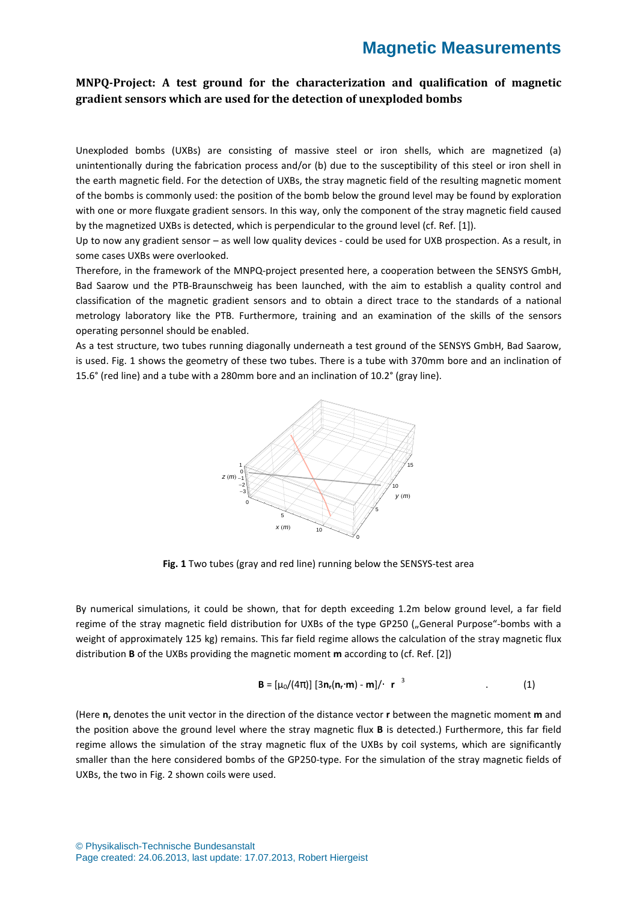# Magnetic Measurements

## MNPQ-Project: A test ground for the characterization and qualification of magnetic gradient sensors which are used for the detection of unexploded bombs

Unexploded bombs (UXBs) are consisting of massive steel or iron shells, which are magnetized (a) unintentionally during the fabrication process and/or (b) due to the susceptibility of this steel or iron shell in the earth magnetic field. For the detection of UXBs, the stray magnetic field of the resulting magnetic moment of the bombs is commonly used: the position of the bomb below the ground level may be found by exploration with one or more fluxgate gradient sensors. In this way, only the component of the stray magnetic field caused by the magnetized UXBs is detected, which is perpendicular to the ground level (cf. Ref. [1]).

Up to now any gradient sensor – as well low quality devices - could be used for UXB prospection. As a result, in some cases UXBs were overlooked.

Therefore, in the framework of the MNPQ-project presented here, a cooperation between the SENSYS GmbH, Bad Saarow und the PTB-Braunschweig has been launched, with the aim to establish a quality control and classification of the magnetic gradient sensors and to obtain a direct trace to the standards of a national metrology laboratory like the PTB. Furthermore, training and an examination of the skills of the sensors operating personnel should be enabled.

As a test structure, two tubes running diagonally underneath a test ground of the SENSYS GmbH, Bad Saarow, is used. Fig. 1 shows the geometry of these two tubes. There is a tube with 370mm bore and an inclination of 15.6° (red line) and a tube with a 280mm bore and an inclination of 10.2° (gray line).

**Fig. 1** Two tubes (gray and red line) running below the SENSYS-test area

By numerical simulations, it could be shown, that for depth exceeding 1.2m below ground level, a far field regime of the stray magnetic field distribution for UXBs of the type GP250 („General Purpose"-bombs with a weight of approximately 125 kg) remains. This far field regime allows the calculation of the stray magnetic flux distribution **B** of the UXBs providing the magnetic moment **m** according to (cf. Ref. [2])

$$\mathbf{B} = [\mu_0/(4\pi)]\,[3\mathbf{n}_r(\mathbf{n}_r\cdot\mathbf{m}) - \mathbf{m}]/\cdot\ \mathbf{r}^3 \qquad (1)$$

(Here $\mathbf{n}_r$ denotes the unit vector in the direction of the distance vector **r** between the magnetic moment **m** and the position above the ground level where the stray magnetic flux **B** is detected.) Furthermore, this far field regime allows the simulation of the stray magnetic flux of the UXBs by coil systems, which are significantly smaller than the here considered bombs of the GP250-type. For the simulation of the stray magnetic fields of UXBs, the two in Fig. 2 shown coils were used.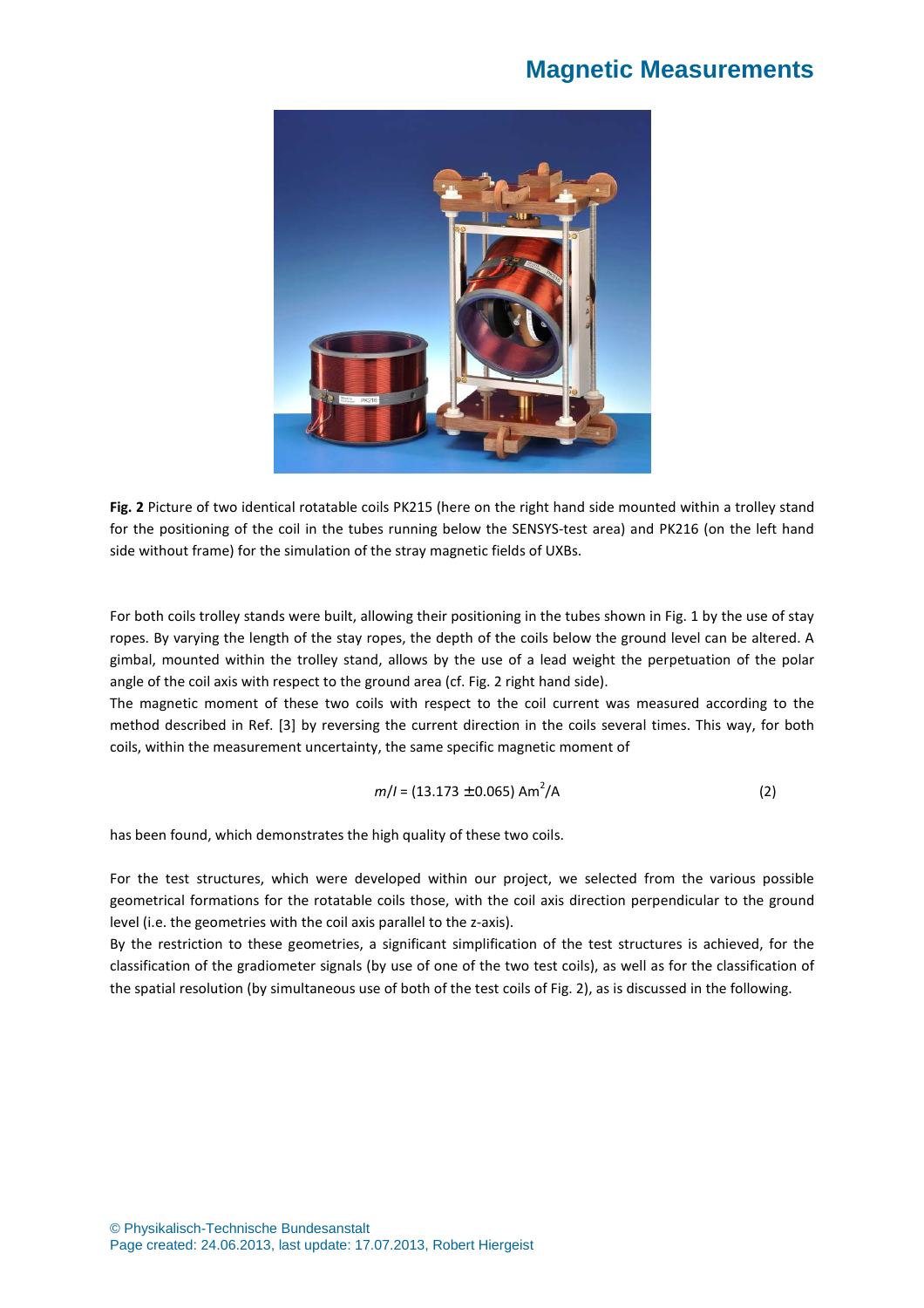**Fig. 2** Picture of two identical rotatable coils PK215 (here on the right hand side mounted within a trolley stand for the positioning of the coil in the tubes running below the SENSYS-test area) and PK216 (on the left hand side without frame) for the simulation of the stray magnetic fields of UXBs.

For both coils trolley stands were built, allowing their positioning in the tubes shown in Fig. 1 by the use of stay ropes. By varying the length of the stay ropes, the depth of the coils below the ground level can be altered. A gimbal, mounted within the trolley stand, allows by the use of a lead weight the perpetuation of the polar angle of the coil axis with respect to the ground area (cf. Fig. 2 right hand side).

The magnetic moment of these two coils with respect to the coil current was measured according to the method described in Ref. [3] by reversing the current direction in the coils several times. This way, for both coils, within the measurement uncertainty, the same specific magnetic moment of

$$m/I = (13.173 \pm 0.065)\ \mathrm{Am^2/A} \tag{2}$$

has been found, which demonstrates the high quality of these two coils.

For the test structures, which were developed within our project, we selected from the various possible geometrical formations for the rotatable coils those, with the coil axis direction perpendicular to the ground level (i.e. the geometries with the coil axis parallel to the z-axis).

By the restriction to these geometries, a significant simplification of the test structures is achieved, for the classification of the gradiometer signals (by use of one of the two test coils), as well as for the classification of the spatial resolution (by simultaneous use of both of the test coils of Fig. 2), as is discussed in the following.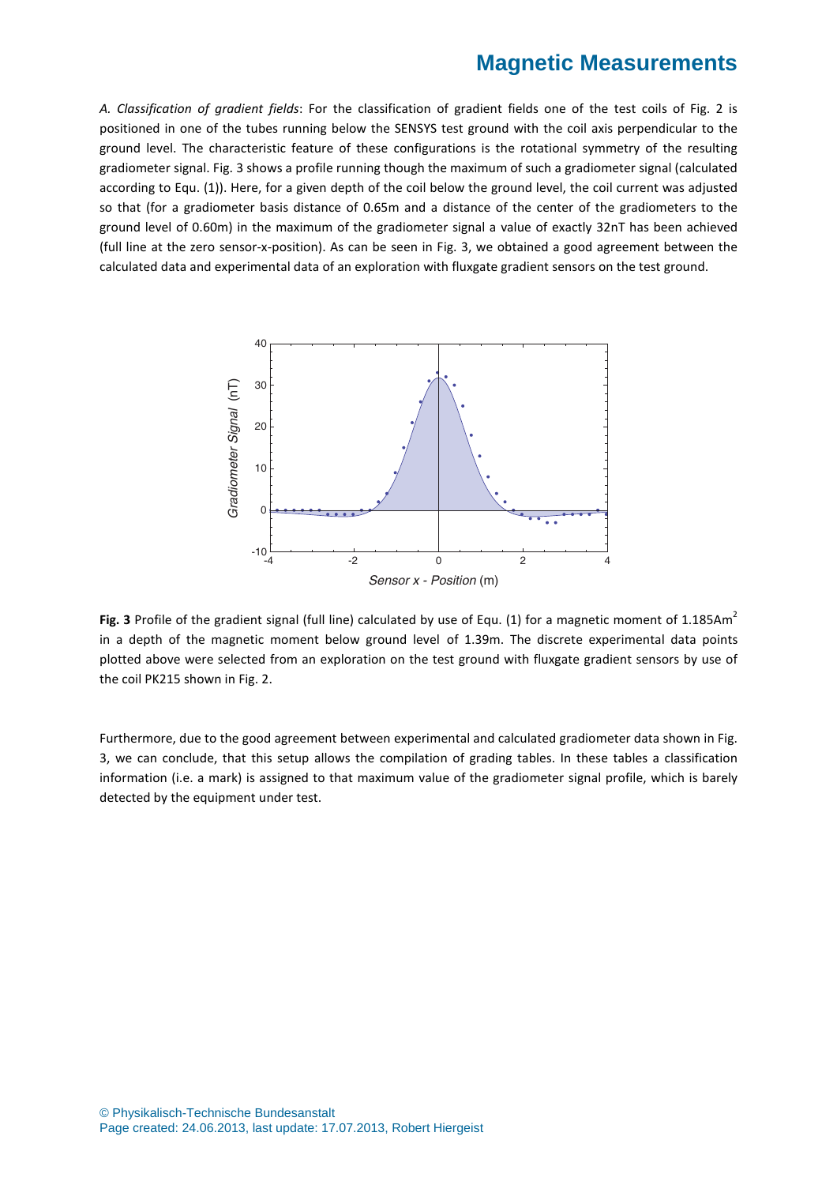*A. Classification of gradient fields*: For the classification of gradient fields one of the test coils of Fig. 2 is positioned in one of the tubes running below the SENSYS test ground with the coil axis perpendicular to the ground level. The characteristic feature of these configurations is the rotational symmetry of the resulting gradiometer signal. Fig. 3 shows a profile running though the maximum of such a gradiometer signal (calculated according to Equ. (1)). Here, for a given depth of the coil below the ground level, the coil current was adjusted so that (for a gradiometer basis distance of 0.65m and a distance of the center of the gradiometers to the ground level of 0.60m) in the maximum of the gradiometer signal a value of exactly 32nT has been achieved (full line at the zero sensor-x-position). As can be seen in Fig. 3, we obtained a good agreement between the calculated data and experimental data of an exploration with fluxgate gradient sensors on the test ground.

**Fig. 3** Profile of the gradient signal (full line) calculated by use of Equ. (1) for a magnetic moment of 1.185Am$^2$ in a depth of the magnetic moment below ground level of 1.39m. The discrete experimental data points plotted above were selected from an exploration on the test ground with fluxgate gradient sensors by use of the coil PK215 shown in Fig. 2.

Furthermore, due to the good agreement between experimental and calculated gradiometer data shown in Fig. 3, we can conclude, that this setup allows the compilation of grading tables. In these tables a classification information (i.e. a mark) is assigned to that maximum value of the gradiometer signal profile, which is barely detected by the equipment under test.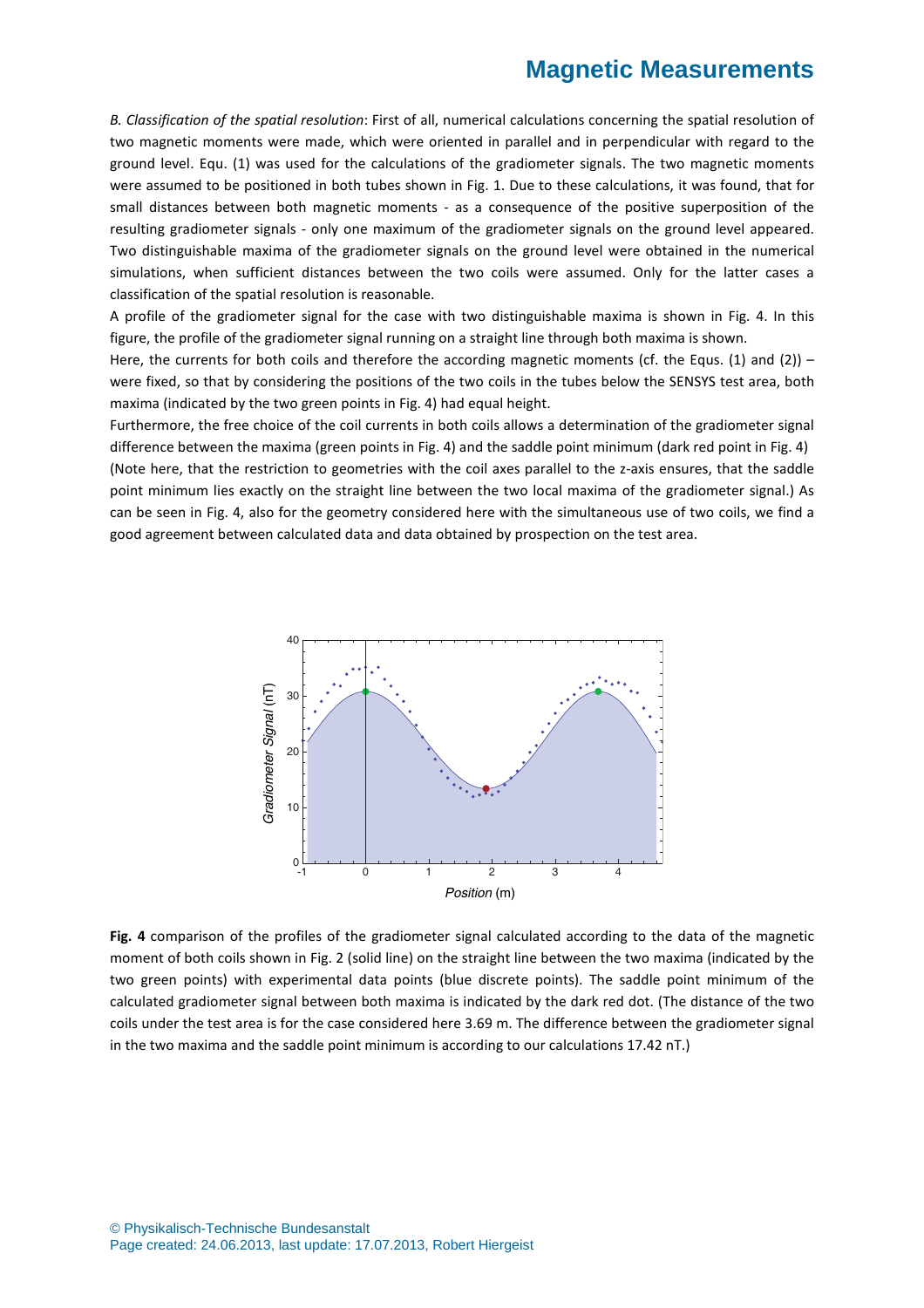*B. Classification of the spatial resolution*: First of all, numerical calculations concerning the spatial resolution of two magnetic moments were made, which were oriented in parallel and in perpendicular with regard to the ground level. Equ. (1) was used for the calculations of the gradiometer signals. The two magnetic moments were assumed to be positioned in both tubes shown in Fig. 1. Due to these calculations, it was found, that for small distances between both magnetic moments - as a consequence of the positive superposition of the resulting gradiometer signals - only one maximum of the gradiometer signals on the ground level appeared. Two distinguishable maxima of the gradiometer signals on the ground level were obtained in the numerical simulations, when sufficient distances between the two coils were assumed. Only for the latter cases a classification of the spatial resolution is reasonable.

A profile of the gradiometer signal for the case with two distinguishable maxima is shown in Fig. 4. In this figure, the profile of the gradiometer signal running on a straight line through both maxima is shown.

Here, the currents for both coils and therefore the according magnetic moments (cf. the Equs. (1) and (2)) – were fixed, so that by considering the positions of the two coils in the tubes below the SENSYS test area, both maxima (indicated by the two green points in Fig. 4) had equal height.

Furthermore, the free choice of the coil currents in both coils allows a determination of the gradiometer signal difference between the maxima (green points in Fig. 4) and the saddle point minimum (dark red point in Fig. 4) (Note here, that the restriction to geometries with the coil axes parallel to the z-axis ensures, that the saddle point minimum lies exactly on the straight line between the two local maxima of the gradiometer signal.) As can be seen in Fig. 4, also for the geometry considered here with the simultaneous use of two coils, we find a good agreement between calculated data and data obtained by prospection on the test area.

**Fig. 4** comparison of the profiles of the gradiometer signal calculated according to the data of the magnetic moment of both coils shown in Fig. 2 (solid line) on the straight line between the two maxima (indicated by the two green points) with experimental data points (blue discrete points). The saddle point minimum of the calculated gradiometer signal between both maxima is indicated by the dark red dot. (The distance of the two coils under the test area is for the case considered here 3.69 m. The difference between the gradiometer signal in the two maxima and the saddle point minimum is according to our calculations 17.42 nT.)

© Physikalisch-Technische Bundesanstalt
Page created: 24.06.2013, last update: 17.07.2013, Robert Hiergeist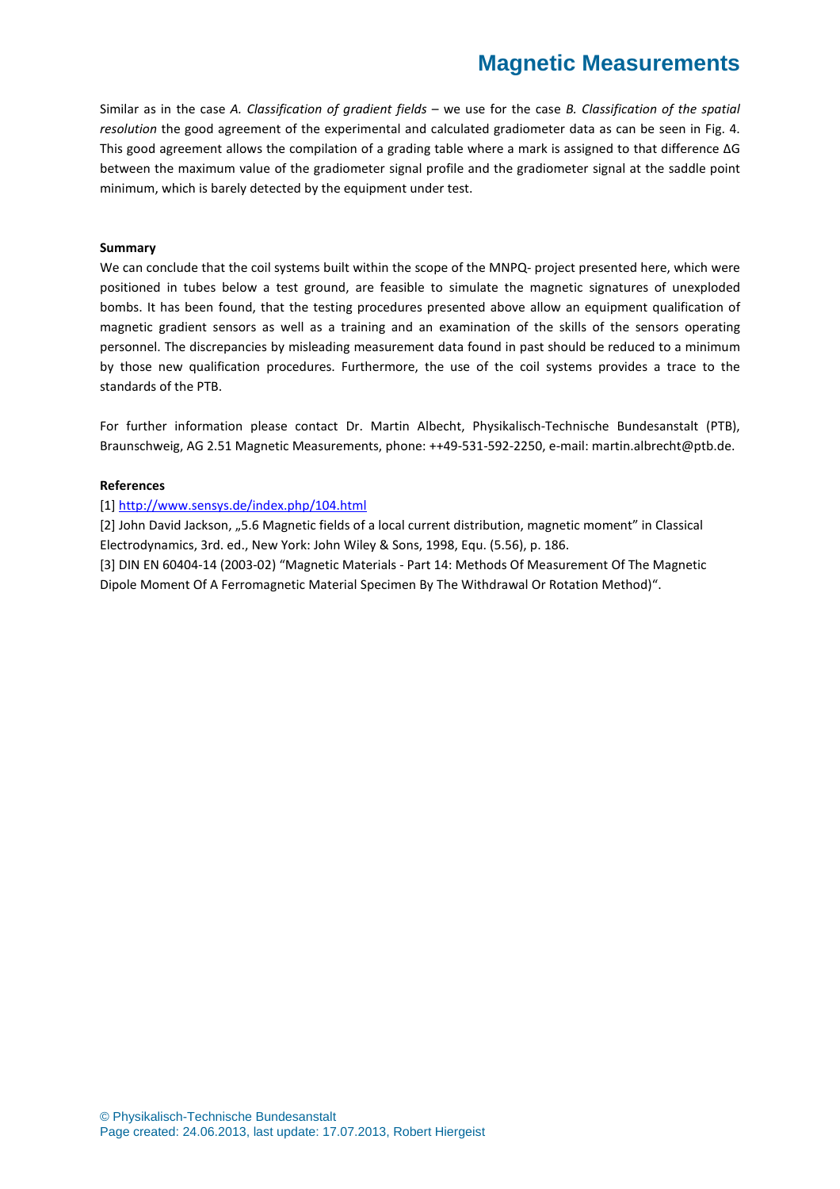Similar as in the case *A. Classification of gradient fields* – we use for the case *B. Classification of the spatial resolution* the good agreement of the experimental and calculated gradiometer data as can be seen in Fig. 4. This good agreement allows the compilation of a grading table where a mark is assigned to that difference $\Delta G$ between the maximum value of the gradiometer signal profile and the gradiometer signal at the saddle point minimum, which is barely detected by the equipment under test.

**Summary**

We can conclude that the coil systems built within the scope of the MNPQ- project presented here, which were positioned in tubes below a test ground, are feasible to simulate the magnetic signatures of unexploded bombs. It has been found, that the testing procedures presented above allow an equipment qualification of magnetic gradient sensors as well as a training and an examination of the skills of the sensors operating personnel. The discrepancies by misleading measurement data found in past should be reduced to a minimum by those new qualification procedures. Furthermore, the use of the coil systems provides a trace to the standards of the PTB.

For further information please contact Dr. Martin Albecht, Physikalisch-Technische Bundesanstalt (PTB), Braunschweig, AG 2.51 Magnetic Measurements, phone: ++49-531-592-2250, e-mail: martin.albrecht@ptb.de.

**References**

[1] http://www.sensys.de/index.php/104.html

[2] John David Jackson, „5.6 Magnetic fields of a local current distribution, magnetic moment" in Classical Electrodynamics, 3rd. ed., New York: John Wiley & Sons, 1998, Equ. (5.56), p. 186.

[3] DIN EN 60404-14 (2003-02) "Magnetic Materials - Part 14: Methods Of Measurement Of The Magnetic Dipole Moment Of A Ferromagnetic Material Specimen By The Withdrawal Or Rotation Method)".